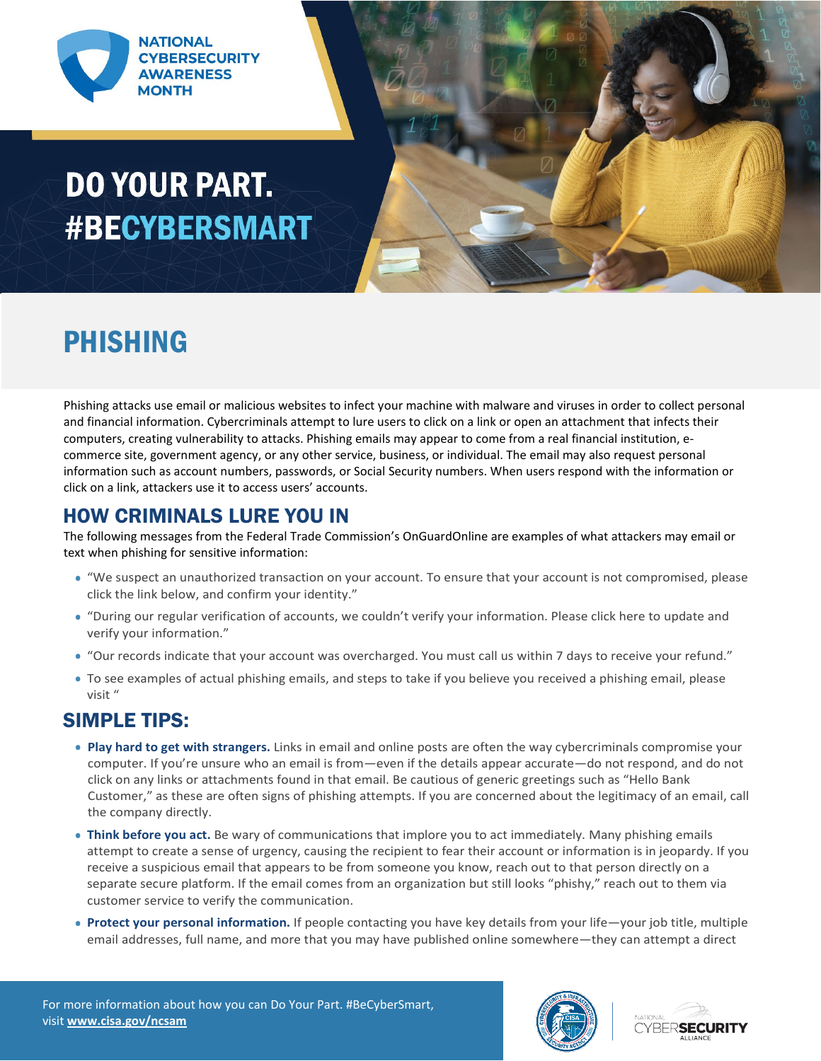NATIONAL CYBERSECURITY AWARENESS MONTH

# DO YOUR PART. #BECYBERSMART

# PHISHING

Phishing attacks use email or malicious websites to infect your machine with malware and viruses in order to collect personal and financial information. Cybercriminals attempt to lure users to click on a link or open an attachment that infects their computers, creating vulnerability to attacks. Phishing emails may appear to come from a real financial institution, e-commerce site, government agency, or any other service, business, or individual. The email may also request personal information such as account numbers, passwords, or Social Security numbers. When users respond with the information or click on a link, attackers use it to access users' accounts.

## HOW CRIMINALS LURE YOU IN

The following messages from the Federal Trade Commission's OnGuardOnline are examples of what attackers may email or text when phishing for sensitive information:

- "We suspect an unauthorized transaction on your account. To ensure that your account is not compromised, please click the link below, and confirm your identity."
- "During our regular verification of accounts, we couldn't verify your information. Please click here to update and verify your information."
- "Our records indicate that your account was overcharged. You must call us within 7 days to receive your refund."
- To see examples of actual phishing emails, and steps to take if you believe you received a phishing email, please visit "

## SIMPLE TIPS:

- **Play hard to get with strangers.** Links in email and online posts are often the way cybercriminals compromise your computer. If you're unsure who an email is from—even if the details appear accurate—do not respond, and do not click on any links or attachments found in that email. Be cautious of generic greetings such as "Hello Bank Customer," as these are often signs of phishing attempts. If you are concerned about the legitimacy of an email, call the company directly.
- **Think before you act.** Be wary of communications that implore you to act immediately. Many phishing emails attempt to create a sense of urgency, causing the recipient to fear their account or information is in jeopardy. If you receive a suspicious email that appears to be from someone you know, reach out to that person directly on a separate secure platform. If the email comes from an organization but still looks "phishy," reach out to them via customer service to verify the communication.
- **Protect your personal information.** If people contacting you have key details from your life—your job title, multiple email addresses, full name, and more that you may have published online somewhere—they can attempt a direct

For more information about how you can Do Your Part. #BeCyberSmart, visit **www.cisa.gov/ncsam**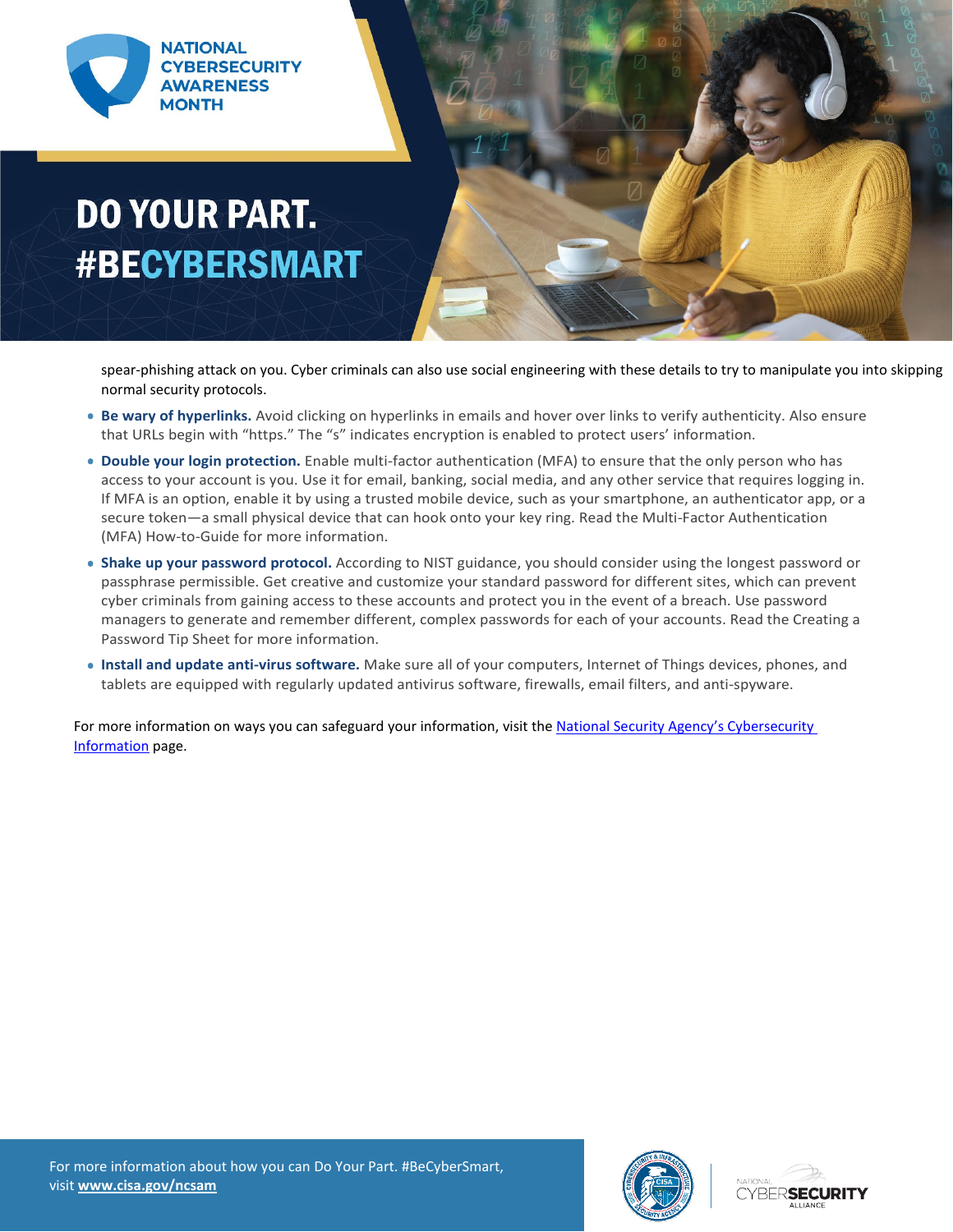# DO YOUR PART. #BECYBERSMART

spear-phishing attack on you. Cyber criminals can also use social engineering with these details to try to manipulate you into skipping normal security protocols.

- **Be wary of hyperlinks.** Avoid clicking on hyperlinks in emails and hover over links to verify authenticity. Also ensure that URLs begin with "https." The "s" indicates encryption is enabled to protect users' information.
- **Double your login protection.** Enable multi-factor authentication (MFA) to ensure that the only person who has access to your account is you. Use it for email, banking, social media, and any other service that requires logging in. If MFA is an option, enable it by using a trusted mobile device, such as your smartphone, an authenticator app, or a secure token—a small physical device that can hook onto your key ring. Read the Multi-Factor Authentication (MFA) How-to-Guide for more information.
- **Shake up your password protocol.** According to NIST guidance, you should consider using the longest password or passphrase permissible. Get creative and customize your standard password for different sites, which can prevent cyber criminals from gaining access to these accounts and protect you in the event of a breach. Use password managers to generate and remember different, complex passwords for each of your accounts. Read the Creating a Password Tip Sheet for more information.
- **Install and update anti-virus software.** Make sure all of your computers, Internet of Things devices, phones, and tablets are equipped with regularly updated antivirus software, firewalls, email filters, and anti-spyware.

For more information on ways you can safeguard your information, visit the [National Security Agency's Cybersecurity Information](#) page.

For more information about how you can Do Your Part. #BeCyberSmart, visit **www.cisa.gov/ncsam**